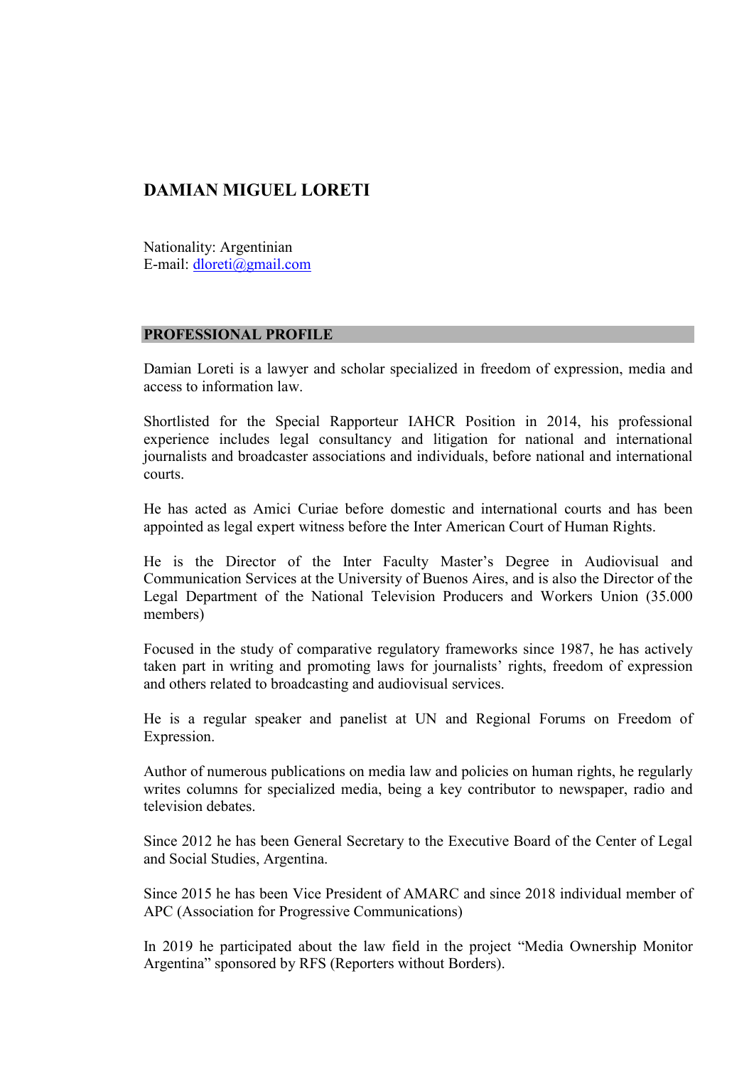# DAMIAN MIGUEL LORETI

Nationality: Argentinian
E-mail: dloreti@gmail.com

## PROFESSIONAL PROFILE

Damian Loreti is a lawyer and scholar specialized in freedom of expression, media and access to information law.

Shortlisted for the Special Rapporteur IAHCR Position in 2014, his professional experience includes legal consultancy and litigation for national and international journalists and broadcaster associations and individuals, before national and international courts.

He has acted as Amici Curiae before domestic and international courts and has been appointed as legal expert witness before the Inter American Court of Human Rights.

He is the Director of the Inter Faculty Master's Degree in Audiovisual and Communication Services at the University of Buenos Aires, and is also the Director of the Legal Department of the National Television Producers and Workers Union (35.000 members)

Focused in the study of comparative regulatory frameworks since 1987, he has actively taken part in writing and promoting laws for journalists' rights, freedom of expression and others related to broadcasting and audiovisual services.

He is a regular speaker and panelist at UN and Regional Forums on Freedom of Expression.

Author of numerous publications on media law and policies on human rights, he regularly writes columns for specialized media, being a key contributor to newspaper, radio and television debates.

Since 2012 he has been General Secretary to the Executive Board of the Center of Legal and Social Studies, Argentina.

Since 2015 he has been Vice President of AMARC and since 2018 individual member of APC (Association for Progressive Communications)

In 2019 he participated about the law field in the project "Media Ownership Monitor Argentina" sponsored by RFS (Reporters without Borders).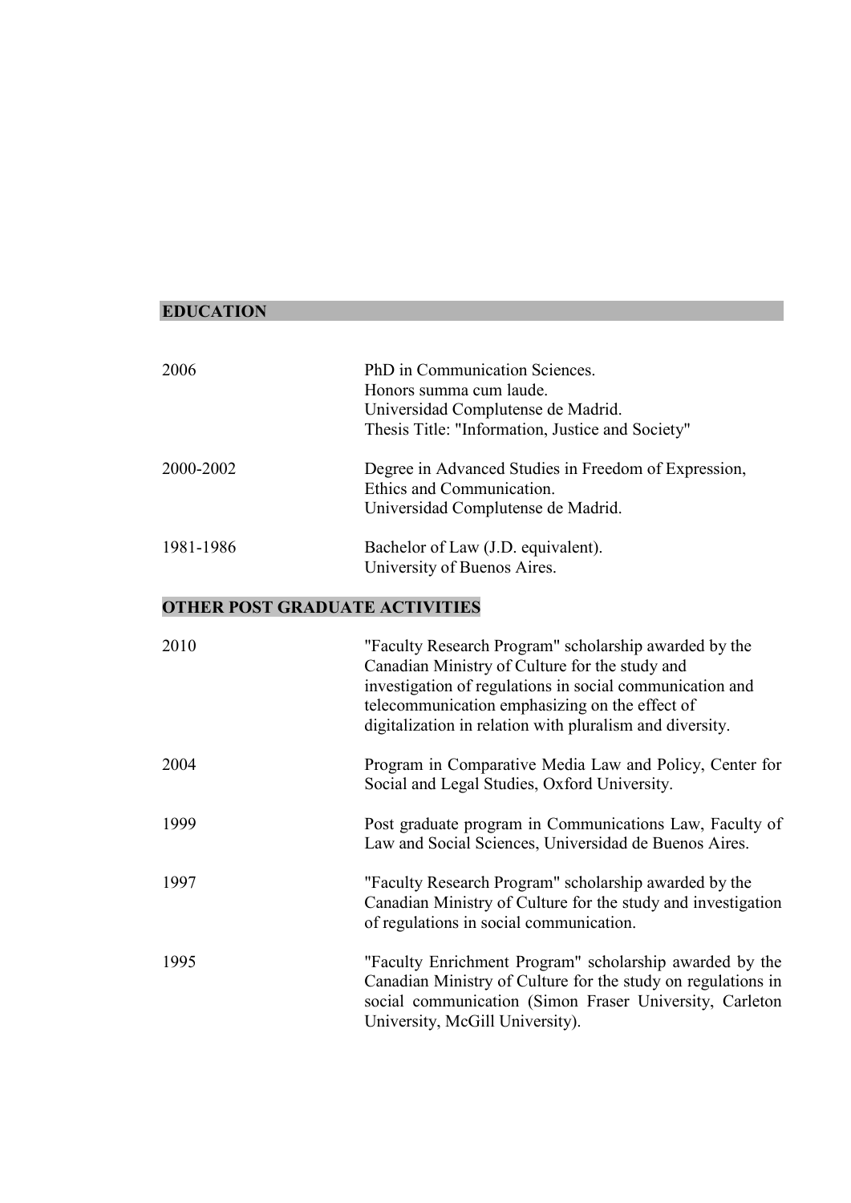## EDUCATION

2006 — PhD in Communication Sciences.
Honors summa cum laude.
Universidad Complutense de Madrid.
Thesis Title: "Information, Justice and Society"

2000-2002 — Degree in Advanced Studies in Freedom of Expression, Ethics and Communication.
Universidad Complutense de Madrid.

1981-1986 — Bachelor of Law (J.D. equivalent).
University of Buenos Aires.

## OTHER POST GRADUATE ACTIVITIES

2010 — "Faculty Research Program" scholarship awarded by the Canadian Ministry of Culture for the study and investigation of regulations in social communication and telecommunication emphasizing on the effect of digitalization in relation with pluralism and diversity.

2004 — Program in Comparative Media Law and Policy, Center for Social and Legal Studies, Oxford University.

1999 — Post graduate program in Communications Law, Faculty of Law and Social Sciences, Universidad de Buenos Aires.

1997 — "Faculty Research Program" scholarship awarded by the Canadian Ministry of Culture for the study and investigation of regulations in social communication.

1995 — "Faculty Enrichment Program" scholarship awarded by the Canadian Ministry of Culture for the study on regulations in social communication (Simon Fraser University, Carleton University, McGill University).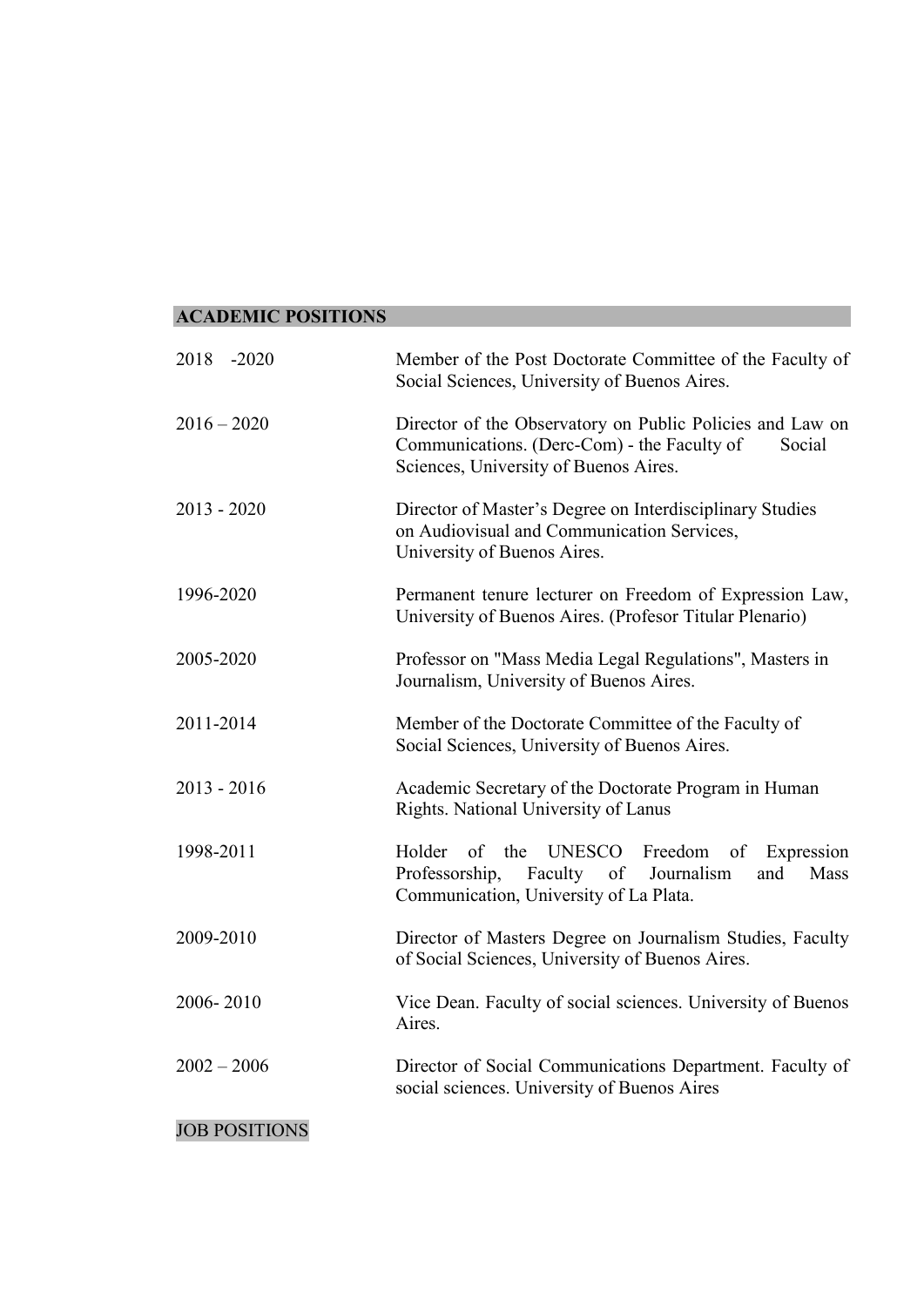## ACADEMIC POSITIONS

| | |
|---|---|
| 2018 -2020 | Member of the Post Doctorate Committee of the Faculty of Social Sciences, University of Buenos Aires. |
| 2016 – 2020 | Director of the Observatory on Public Policies and Law on Communications. (Derc-Com) - the Faculty of Social Sciences, University of Buenos Aires. |
| 2013 - 2020 | Director of Master's Degree on Interdisciplinary Studies on Audiovisual and Communication Services, University of Buenos Aires. |
| 1996-2020 | Permanent tenure lecturer on Freedom of Expression Law, University of Buenos Aires. (Profesor Titular Plenario) |
| 2005-2020 | Professor on "Mass Media Legal Regulations", Masters in Journalism, University of Buenos Aires. |
| 2011-2014 | Member of the Doctorate Committee of the Faculty of Social Sciences, University of Buenos Aires. |
| 2013 - 2016 | Academic Secretary of the Doctorate Program in Human Rights. National University of Lanus |
| 1998-2011 | Holder of the UNESCO Freedom of Expression Professorship, Faculty of Journalism and Mass Communication, University of La Plata. |
| 2009-2010 | Director of Masters Degree on Journalism Studies, Faculty of Social Sciences, University of Buenos Aires. |
| 2006- 2010 | Vice Dean. Faculty of social sciences. University of Buenos Aires. |
| 2002 – 2006 | Director of Social Communications Department. Faculty of social sciences. University of Buenos Aires |

## JOB POSITIONS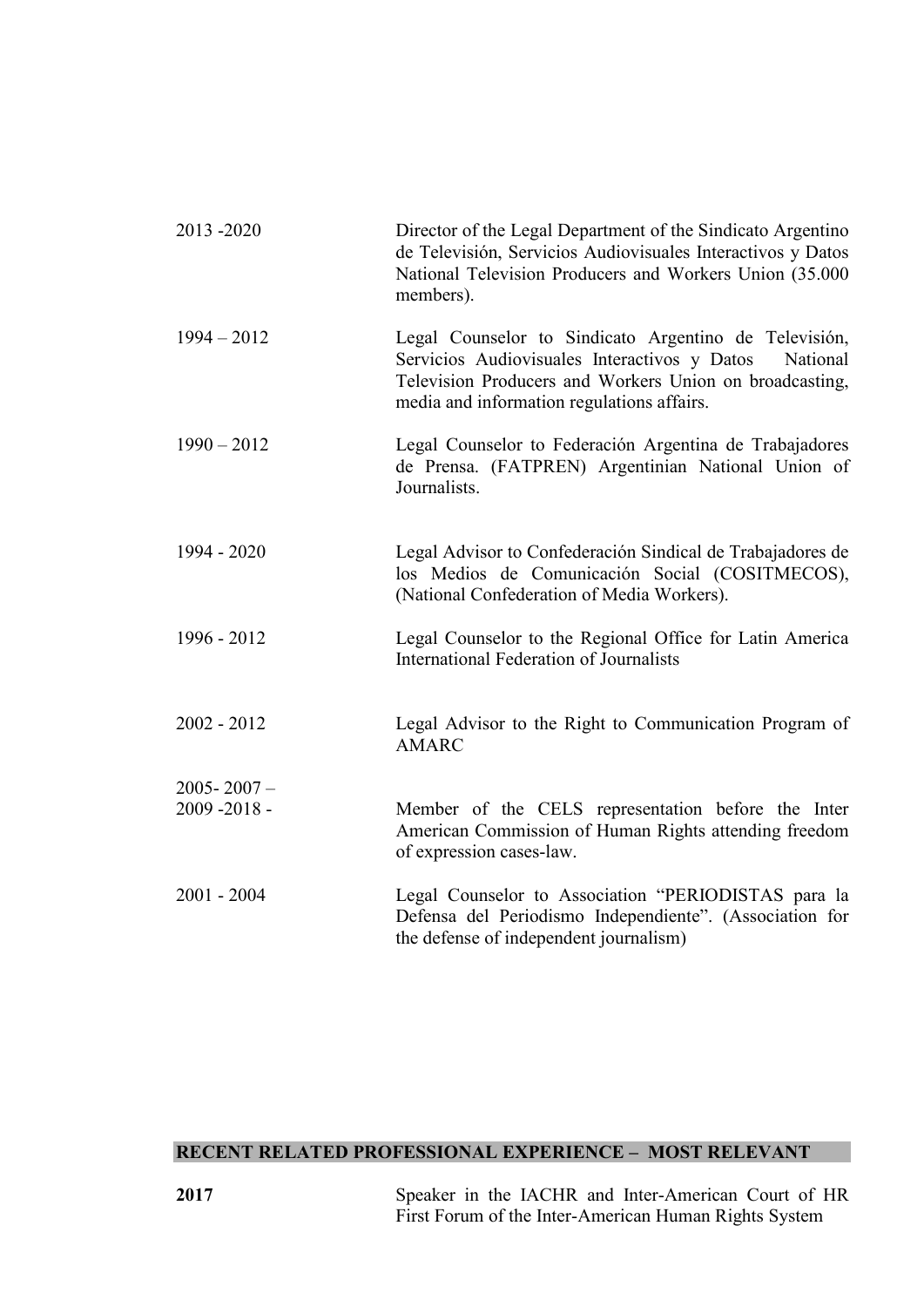| | |
|---|---|
| 2013 -2020 | Director of the Legal Department of the Sindicato Argentino de Televisión, Servicios Audiovisuales Interactivos y Datos National Television Producers and Workers Union (35.000 members). |
| 1994 – 2012 | Legal Counselor to Sindicato Argentino de Televisión, Servicios Audiovisuales Interactivos y Datos National Television Producers and Workers Union on broadcasting, media and information regulations affairs. |
| 1990 – 2012 | Legal Counselor to Federación Argentina de Trabajadores de Prensa. (FATPREN) Argentinian National Union of Journalists. |
| 1994 - 2020 | Legal Advisor to Confederación Sindical de Trabajadores de los Medios de Comunicación Social (COSITMECOS), (National Confederation of Media Workers). |
| 1996 - 2012 | Legal Counselor to the Regional Office for Latin America International Federation of Journalists |
| 2002 - 2012 | Legal Advisor to the Right to Communication Program of AMARC |
| 2005- 2007 – 2009 -2018 - | Member of the CELS representation before the Inter American Commission of Human Rights attending freedom of expression cases-law. |
| 2001 - 2004 | Legal Counselor to Association "PERIODISTAS para la Defensa del Periodismo Independiente". (Association for the defense of independent journalism) |

## RECENT RELATED PROFESSIONAL EXPERIENCE – MOST RELEVANT

| | |
|---|---|
| **2017** | Speaker in the IACHR and Inter-American Court of HR First Forum of the Inter-American Human Rights System |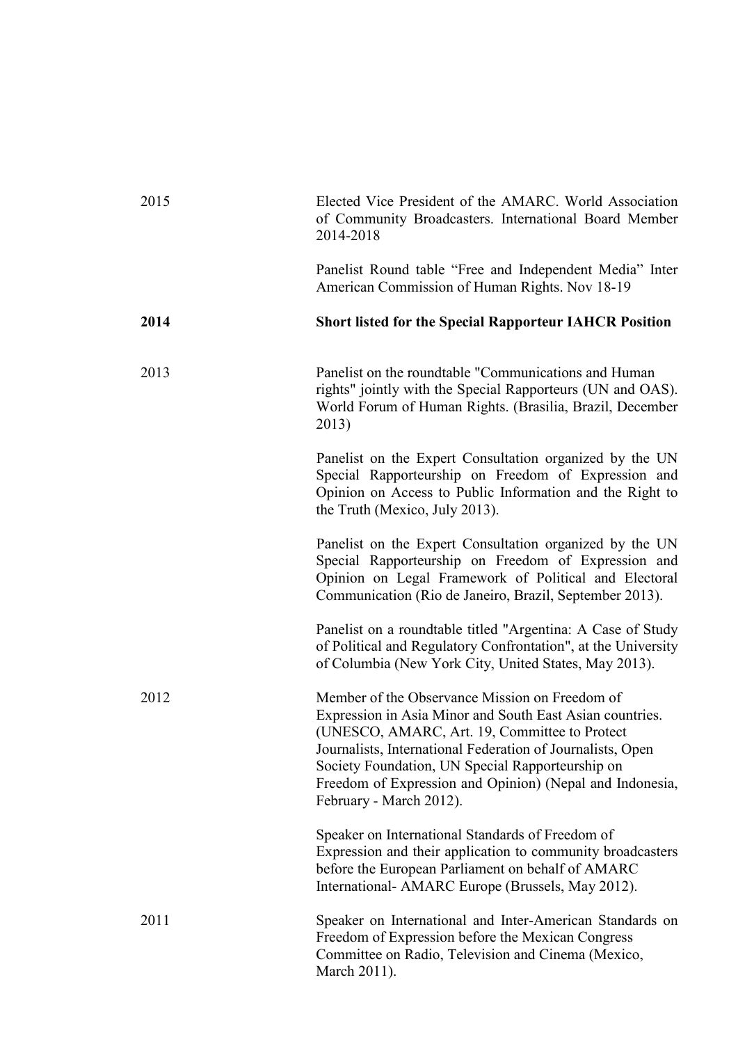| | |
|---|---|
| 2015 | Elected Vice President of the AMARC. World Association of Community Broadcasters. International Board Member 2014-2018 |
| | Panelist Round table "Free and Independent Media" Inter American Commission of Human Rights. Nov 18-19 |
| **2014** | **Short listed for the Special Rapporteur IAHCR Position** |
| 2013 | Panelist on the roundtable "Communications and Human rights" jointly with the Special Rapporteurs (UN and OAS). World Forum of Human Rights. (Brasilia, Brazil, December 2013) |
| | Panelist on the Expert Consultation organized by the UN Special Rapporteurship on Freedom of Expression and Opinion on Access to Public Information and the Right to the Truth (Mexico, July 2013). |
| | Panelist on the Expert Consultation organized by the UN Special Rapporteurship on Freedom of Expression and Opinion on Legal Framework of Political and Electoral Communication (Rio de Janeiro, Brazil, September 2013). |
| | Panelist on a roundtable titled "Argentina: A Case of Study of Political and Regulatory Confrontation", at the University of Columbia (New York City, United States, May 2013). |
| 2012 | Member of the Observance Mission on Freedom of Expression in Asia Minor and South East Asian countries. (UNESCO, AMARC, Art. 19, Committee to Protect Journalists, International Federation of Journalists, Open Society Foundation, UN Special Rapporteurship on Freedom of Expression and Opinion) (Nepal and Indonesia, February - March 2012). |
| | Speaker on International Standards of Freedom of Expression and their application to community broadcasters before the European Parliament on behalf of AMARC International- AMARC Europe (Brussels, May 2012). |
| 2011 | Speaker on International and Inter-American Standards on Freedom of Expression before the Mexican Congress Committee on Radio, Television and Cinema (Mexico, March 2011). |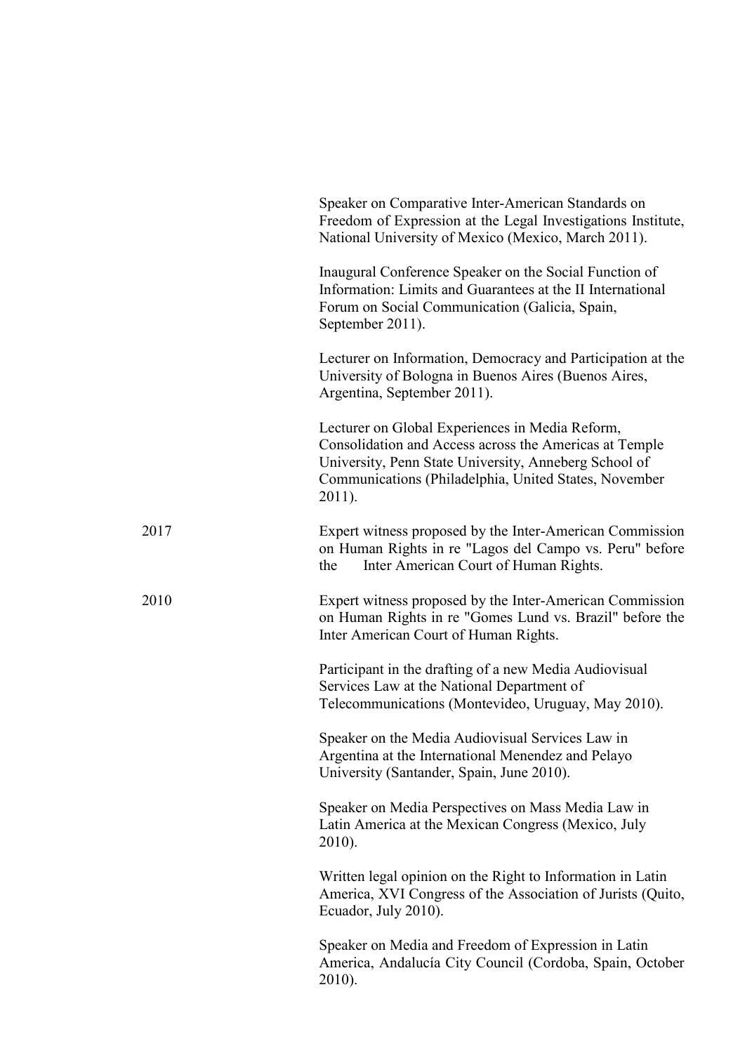Speaker on Comparative Inter-American Standards on Freedom of Expression at the Legal Investigations Institute, National University of Mexico (Mexico, March 2011).

Inaugural Conference Speaker on the Social Function of Information: Limits and Guarantees at the II International Forum on Social Communication (Galicia, Spain, September 2011).

Lecturer on Information, Democracy and Participation at the University of Bologna in Buenos Aires (Buenos Aires, Argentina, September 2011).

Lecturer on Global Experiences in Media Reform, Consolidation and Access across the Americas at Temple University, Penn State University, Anneberg School of Communications (Philadelphia, United States, November 2011).

2017 — Expert witness proposed by the Inter-American Commission on Human Rights in re "Lagos del Campo vs. Peru" before the Inter American Court of Human Rights.

2010 — Expert witness proposed by the Inter-American Commission on Human Rights in re "Gomes Lund vs. Brazil" before the Inter American Court of Human Rights.

Participant in the drafting of a new Media Audiovisual Services Law at the National Department of Telecommunications (Montevideo, Uruguay, May 2010).

Speaker on the Media Audiovisual Services Law in Argentina at the International Menendez and Pelayo University (Santander, Spain, June 2010).

Speaker on Media Perspectives on Mass Media Law in Latin America at the Mexican Congress (Mexico, July 2010).

Written legal opinion on the Right to Information in Latin America, XVI Congress of the Association of Jurists (Quito, Ecuador, July 2010).

Speaker on Media and Freedom of Expression in Latin America, Andalucía City Council (Cordoba, Spain, October 2010).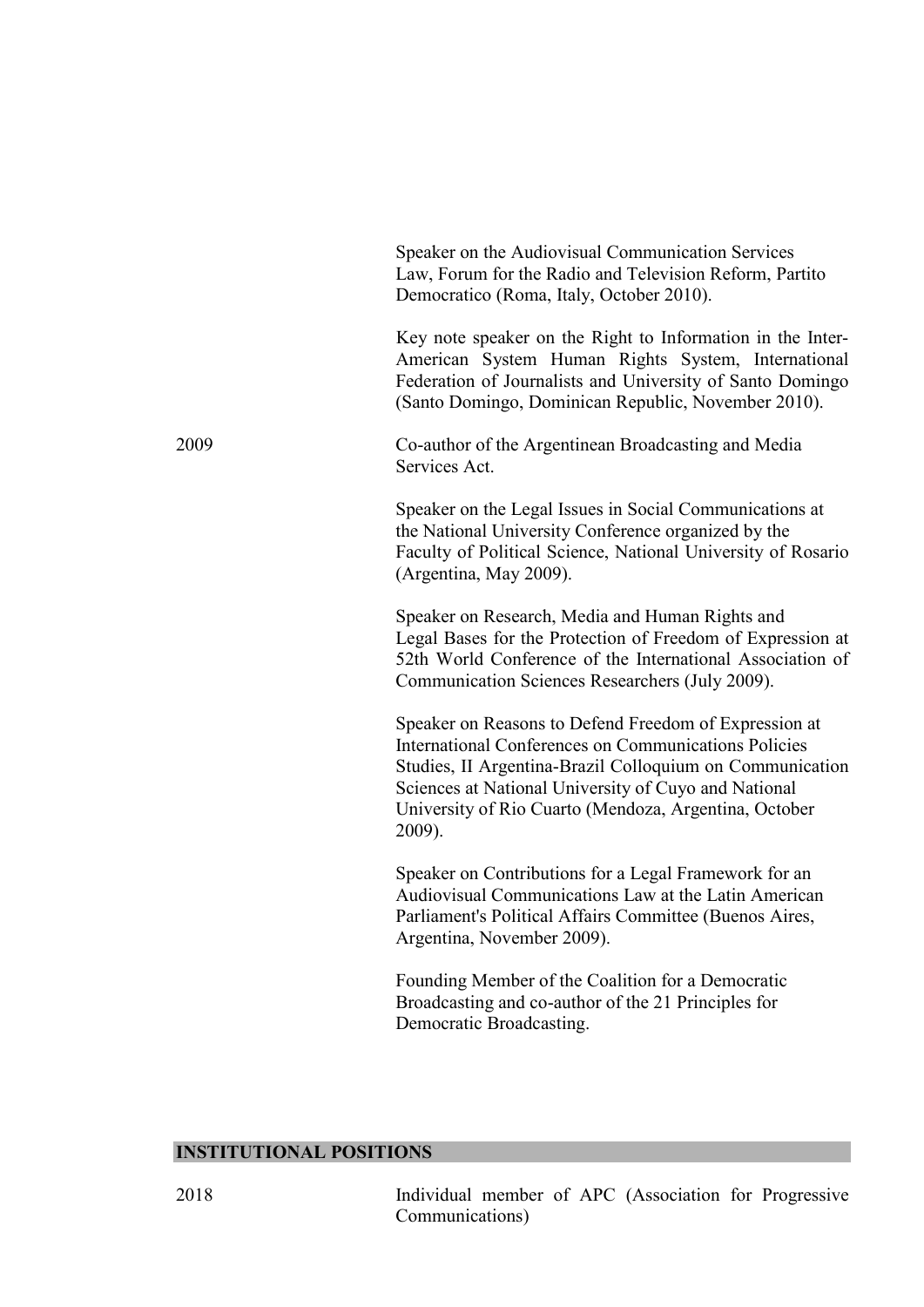Speaker on the Audiovisual Communication Services Law, Forum for the Radio and Television Reform, Partito Democratico (Roma, Italy, October 2010).

Key note speaker on the Right to Information in the Inter-American System Human Rights System, International Federation of Journalists and University of Santo Domingo (Santo Domingo, Dominican Republic, November 2010).

2009 — Co-author of the Argentinean Broadcasting and Media Services Act.

Speaker on the Legal Issues in Social Communications at the National University Conference organized by the Faculty of Political Science, National University of Rosario (Argentina, May 2009).

Speaker on Research, Media and Human Rights and Legal Bases for the Protection of Freedom of Expression at 52th World Conference of the International Association of Communication Sciences Researchers (July 2009).

Speaker on Reasons to Defend Freedom of Expression at International Conferences on Communications Policies Studies, II Argentina-Brazil Colloquium on Communication Sciences at National University of Cuyo and National University of Rio Cuarto (Mendoza, Argentina, October 2009).

Speaker on Contributions for a Legal Framework for an Audiovisual Communications Law at the Latin American Parliament's Political Affairs Committee (Buenos Aires, Argentina, November 2009).

Founding Member of the Coalition for a Democratic Broadcasting and co-author of the 21 Principles for Democratic Broadcasting.

## INSTITUTIONAL POSITIONS

2018 — Individual member of APC (Association for Progressive Communications)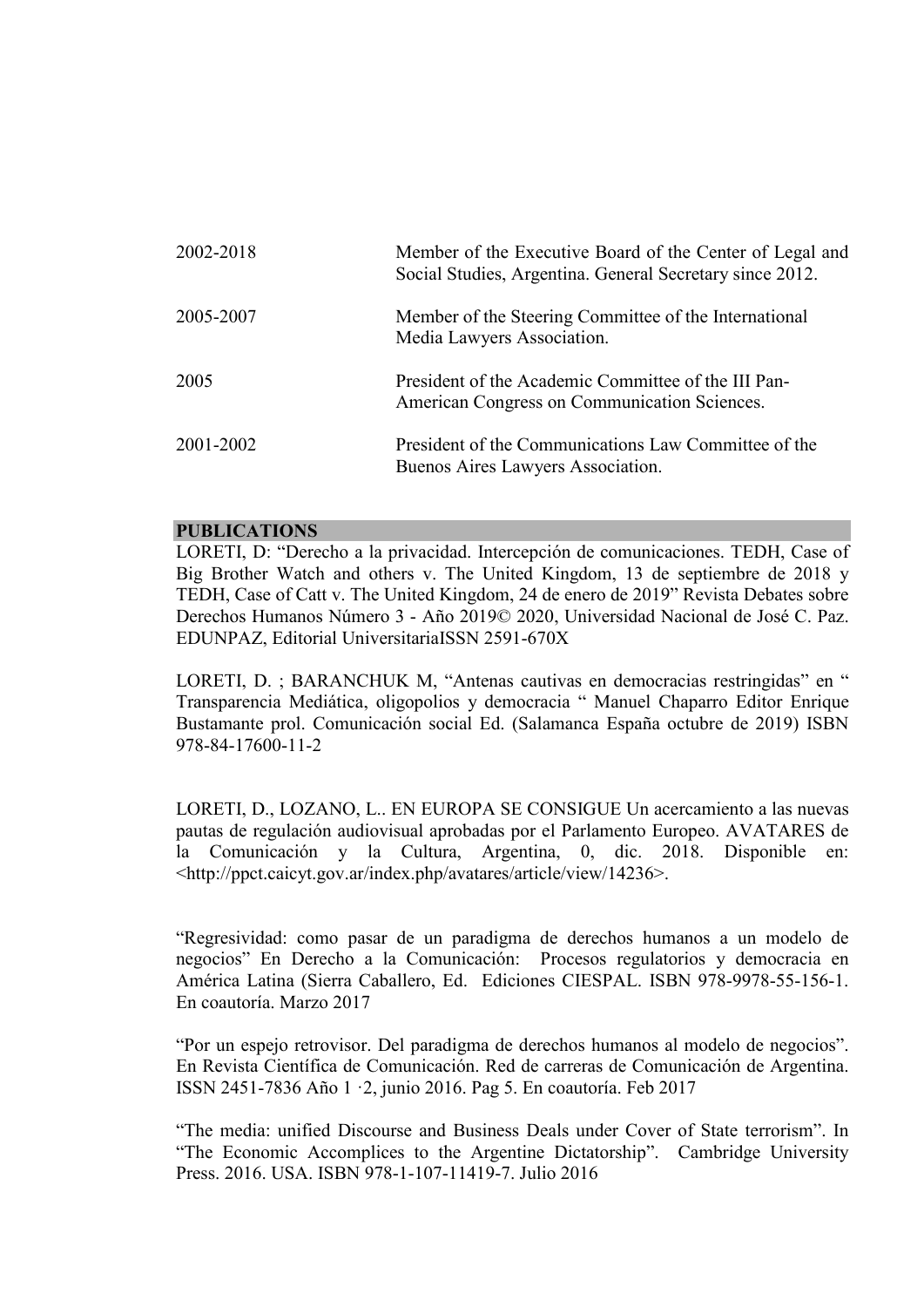| | |
|---|---|
| 2002-2018 | Member of the Executive Board of the Center of Legal and Social Studies, Argentina. General Secretary since 2012. |
| 2005-2007 | Member of the Steering Committee of the International Media Lawyers Association. |
| 2005 | President of the Academic Committee of the III Pan-American Congress on Communication Sciences. |
| 2001-2002 | President of the Communications Law Committee of the Buenos Aires Lawyers Association. |

## PUBLICATIONS

LORETI, D: "Derecho a la privacidad. Intercepción de comunicaciones. TEDH, Case of Big Brother Watch and others v. The United Kingdom, 13 de septiembre de 2018 y TEDH, Case of Catt v. The United Kingdom, 24 de enero de 2019" Revista Debates sobre Derechos Humanos Número 3 - Año 2019© 2020, Universidad Nacional de José C. Paz. EDUNPAZ, Editorial UniversitariaISSN 2591-670X

LORETI, D. ; BARANCHUK M, "Antenas cautivas en democracias restringidas" en " Transparencia Mediática, oligopolios y democracia " Manuel Chaparro Editor Enrique Bustamante prol. Comunicación social Ed. (Salamanca España octubre de 2019) ISBN 978-84-17600-11-2

LORETI, D., LOZANO, L.. EN EUROPA SE CONSIGUE Un acercamiento a las nuevas pautas de regulación audiovisual aprobadas por el Parlamento Europeo. AVATARES de la Comunicación y la Cultura, Argentina, 0, dic. 2018. Disponible en: <http://ppct.caicyt.gov.ar/index.php/avatares/article/view/14236>.

"Regresividad: como pasar de un paradigma de derechos humanos a un modelo de negocios" En Derecho a la Comunicación: Procesos regulatorios y democracia en América Latina (Sierra Caballero, Ed. Ediciones CIESPAL. ISBN 978-9978-55-156-1. En coautoría. Marzo 2017

"Por un espejo retrovisor. Del paradigma de derechos humanos al modelo de negocios". En Revista Científica de Comunicación. Red de carreras de Comunicación de Argentina. ISSN 2451-7836 Año 1 ·2, junio 2016. Pag 5. En coautoría. Feb 2017

"The media: unified Discourse and Business Deals under Cover of State terrorism". In "The Economic Accomplices to the Argentine Dictatorship". Cambridge University Press. 2016. USA. ISBN 978-1-107-11419-7. Julio 2016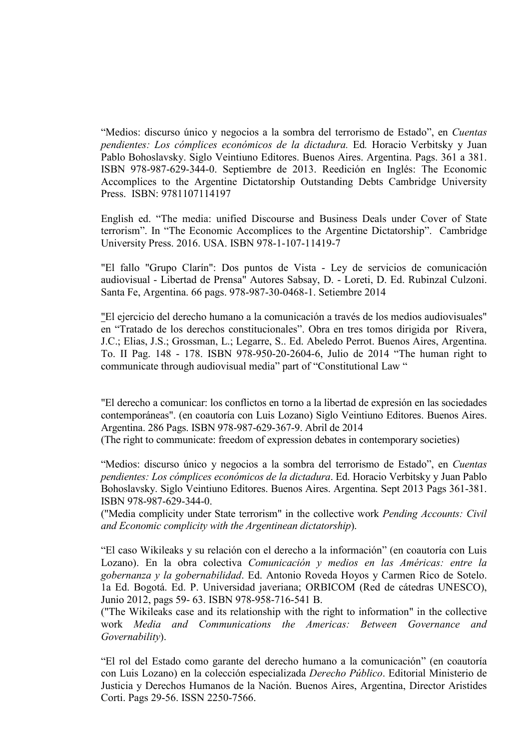"Medios: discurso único y negocios a la sombra del terrorismo de Estado", en *Cuentas pendientes: Los cómplices económicos de la dictadura.* Ed. Horacio Verbitsky y Juan Pablo Bohoslavsky. Siglo Veintiuno Editores. Buenos Aires. Argentina. Pags. 361 a 381. ISBN 978-987-629-344-0. Septiembre de 2013. Reedición en Inglés: The Economic Accomplices to the Argentine Dictatorship Outstanding Debts Cambridge University Press. ISBN: 9781107114197

English ed. "The media: unified Discourse and Business Deals under Cover of State terrorism". In "The Economic Accomplices to the Argentine Dictatorship". Cambridge University Press. 2016. USA. ISBN 978-1-107-11419-7

"El fallo "Grupo Clarín": Dos puntos de Vista - Ley de servicios de comunicación audiovisual - Libertad de Prensa" Autores Sabsay, D. - Loreti, D. Ed. Rubinzal Culzoni. Santa Fe, Argentina. 66 pags. 978-987-30-0468-1. Setiembre 2014

"El ejercicio del derecho humano a la comunicación a través de los medios audiovisuales" en "Tratado de los derechos constitucionales". Obra en tres tomos dirigida por Rivera, J.C.; Elias, J.S.; Grossman, L.; Legarre, S.. Ed. Abeledo Perrot. Buenos Aires, Argentina. To. II Pag. 148 - 178. ISBN 978-950-20-2604-6, Julio de 2014 "The human right to communicate through audiovisual media" part of "Constitutional Law "

"El derecho a comunicar: los conflictos en torno a la libertad de expresión en las sociedades contemporáneas". (en coautoría con Luis Lozano) Siglo Veintiuno Editores. Buenos Aires. Argentina. 286 Pags. ISBN 978-987-629-367-9. Abril de 2014
(The right to communicate: freedom of expression debates in contemporary societies)

"Medios: discurso único y negocios a la sombra del terrorismo de Estado", en *Cuentas pendientes: Los cómplices económicos de la dictadura*. Ed. Horacio Verbitsky y Juan Pablo Bohoslavsky. Siglo Veintiuno Editores. Buenos Aires. Argentina. Sept 2013 Pags 361-381. ISBN 978-987-629-344-0.
("Media complicity under State terrorism" in the collective work *Pending Accounts: Civil and Economic complicity with the Argentinean dictatorship*).

"El caso Wikileaks y su relación con el derecho a la información" (en coautoría con Luis Lozano). En la obra colectiva *Comunicación y medios en las Américas: entre la gobernanza y la gobernabilidad*. Ed. Antonio Roveda Hoyos y Carmen Rico de Sotelo. 1a Ed. Bogotá. Ed. P. Universidad javeriana; ORBICOM (Red de cátedras UNESCO), Junio 2012, pags 59- 63. ISBN 978-958-716-541 B.
("The Wikileaks case and its relationship with the right to information" in the collective work *Media and Communications the Americas: Between Governance and Governability*).

"El rol del Estado como garante del derecho humano a la comunicación" (en coautoría con Luis Lozano) en la colección especializada *Derecho Público*. Editorial Ministerio de Justicia y Derechos Humanos de la Nación. Buenos Aires, Argentina, Director Aristides Corti. Pags 29-56. ISSN 2250-7566.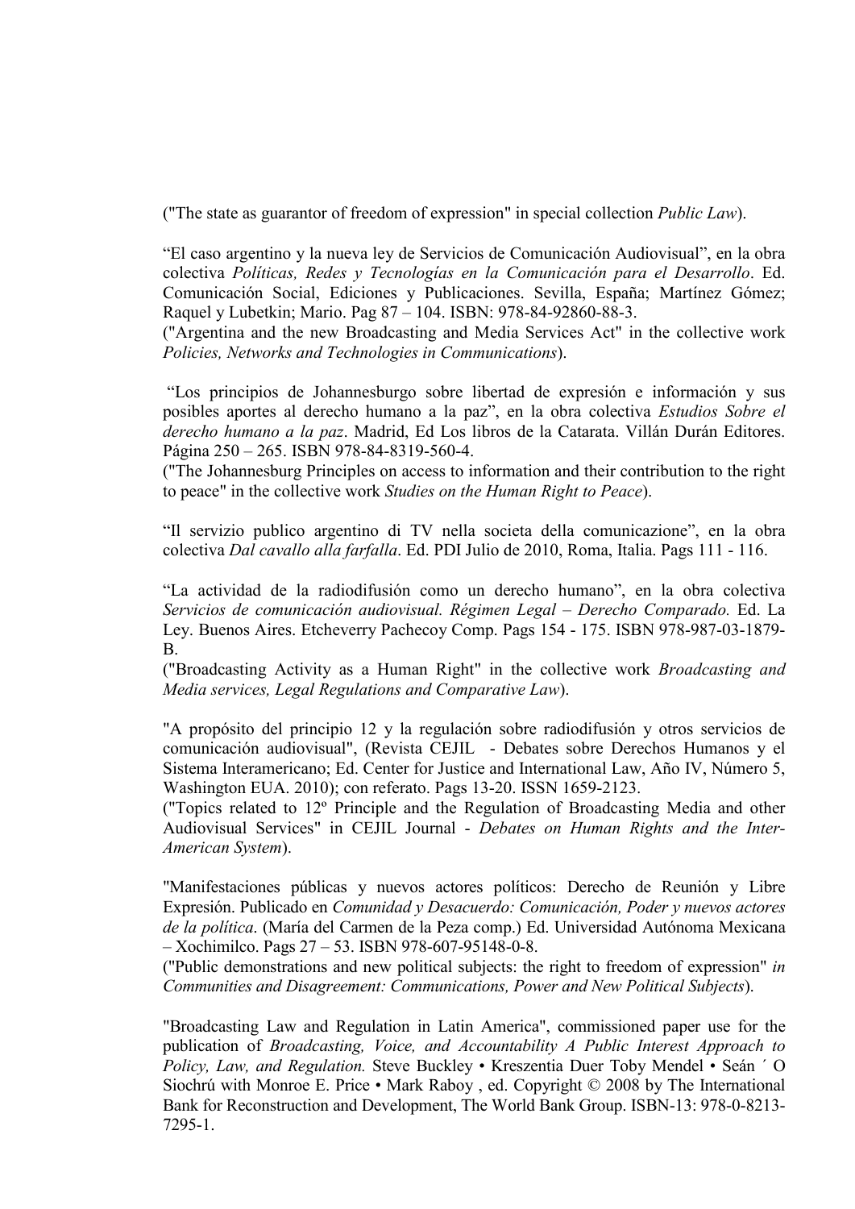("The state as guarantor of freedom of expression" in special collection *Public Law*).

“El caso argentino y la nueva ley de Servicios de Comunicación Audiovisual”, en la obra colectiva *Políticas, Redes y Tecnologías en la Comunicación para el Desarrollo*. Ed. Comunicación Social, Ediciones y Publicaciones. Sevilla, España; Martínez Gómez; Raquel y Lubetkin; Mario. Pag 87 – 104. ISBN: 978-84-92860-88-3.
("Argentina and the new Broadcasting and Media Services Act" in the collective work *Policies, Networks and Technologies in Communications*).

“Los principios de Johannesburgo sobre libertad de expresión e información y sus posibles aportes al derecho humano a la paz”, en la obra colectiva *Estudios Sobre el derecho humano a la paz*. Madrid, Ed Los libros de la Catarata. Villán Durán Editores. Página 250 – 265. ISBN 978-84-8319-560-4.
("The Johannesburg Principles on access to information and their contribution to the right to peace" in the collective work *Studies on the Human Right to Peace*).

“Il servizio publico argentino di TV nella societa della comunicazione”, en la obra colectiva *Dal cavallo alla farfalla*. Ed. PDI Julio de 2010, Roma, Italia. Pags 111 - 116.

“La actividad de la radiodifusión como un derecho humano”, en la obra colectiva *Servicios de comunicación audiovisual. Régimen Legal – Derecho Comparado.* Ed. La Ley. Buenos Aires. Etcheverry Pachecoy Comp. Pags 154 - 175. ISBN 978-987-03-1879-B.
("Broadcasting Activity as a Human Right" in the collective work *Broadcasting and Media services, Legal Regulations and Comparative Law*).

"A propósito del principio 12 y la regulación sobre radiodifusión y otros servicios de comunicación audiovisual", (Revista CEJIL - Debates sobre Derechos Humanos y el Sistema Interamericano; Ed. Center for Justice and International Law, Año IV, Número 5, Washington EUA. 2010); con referato. Pags 13-20. ISSN 1659-2123.
("Topics related to 12º Principle and the Regulation of Broadcasting Media and other Audiovisual Services" in CEJIL Journal - *Debates on Human Rights and the Inter-American System*).

"Manifestaciones públicas y nuevos actores políticos: Derecho de Reunión y Libre Expresión. Publicado en *Comunidad y Desacuerdo: Comunicación, Poder y nuevos actores de la política*. (María del Carmen de la Peza comp.) Ed. Universidad Autónoma Mexicana – Xochimilco. Pags 27 – 53. ISBN 978-607-95148-0-8.
("Public demonstrations and new political subjects: the right to freedom of expression" *in Communities and Disagreement: Communications, Power and New Political Subjects*).

"Broadcasting Law and Regulation in Latin America", commissioned paper use for the publication of *Broadcasting, Voice, and Accountability A Public Interest Approach to Policy, Law, and Regulation.* Steve Buckley • Kreszentia Duer Toby Mendel • Seán ´ O Siochrú with Monroe E. Price • Mark Raboy , ed. Copyright © 2008 by The International Bank for Reconstruction and Development, The World Bank Group. ISBN-13: 978-0-8213-7295-1.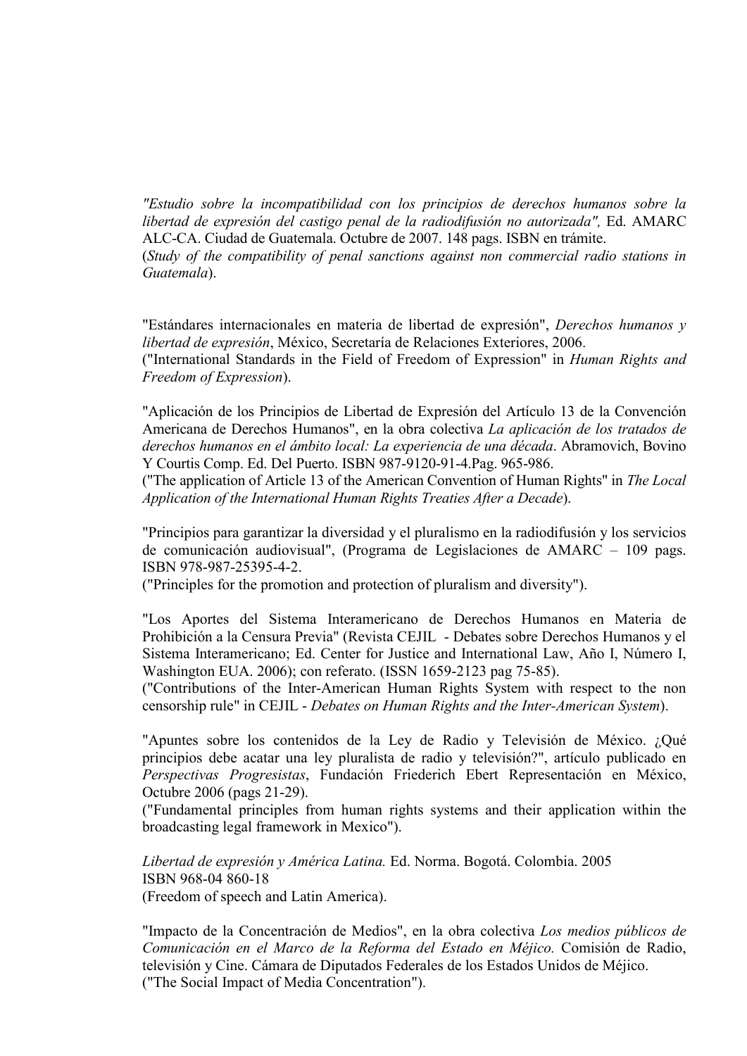*"Estudio sobre la incompatibilidad con los principios de derechos humanos sobre la libertad de expresión del castigo penal de la radiodifusión no autorizada",* Ed. AMARC ALC-CA. Ciudad de Guatemala. Octubre de 2007. 148 pags. ISBN en trámite.
(*Study of the compatibility of penal sanctions against non commercial radio stations in Guatemala*).

"Estándares internacionales en materia de libertad de expresión", *Derechos humanos y libertad de expresión*, México, Secretaría de Relaciones Exteriores, 2006.
("International Standards in the Field of Freedom of Expression" in *Human Rights and Freedom of Expression*).

"Aplicación de los Principios de Libertad de Expresión del Artículo 13 de la Convención Americana de Derechos Humanos", en la obra colectiva *La aplicación de los tratados de derechos humanos en el ámbito local: La experiencia de una década*. Abramovich, Bovino Y Courtis Comp. Ed. Del Puerto. ISBN 987-9120-91-4.Pag. 965-986.
("The application of Article 13 of the American Convention of Human Rights" in *The Local Application of the International Human Rights Treaties After a Decade*).

"Principios para garantizar la diversidad y el pluralismo en la radiodifusión y los servicios de comunicación audiovisual", (Programa de Legislaciones de AMARC – 109 pags. ISBN 978-987-25395-4-2.
("Principles for the promotion and protection of pluralism and diversity").

"Los Aportes del Sistema Interamericano de Derechos Humanos en Materia de Prohibición a la Censura Previa" (Revista CEJIL - Debates sobre Derechos Humanos y el Sistema Interamericano; Ed. Center for Justice and International Law, Año I, Número I, Washington EUA. 2006); con referato. (ISSN 1659-2123 pag 75-85).
("Contributions of the Inter-American Human Rights System with respect to the non censorship rule" in CEJIL - *Debates on Human Rights and the Inter-American System*).

"Apuntes sobre los contenidos de la Ley de Radio y Televisión de México. ¿Qué principios debe acatar una ley pluralista de radio y televisión?", artículo publicado en *Perspectivas Progresistas*, Fundación Friederich Ebert Representación en México, Octubre 2006 (pags 21-29).
("Fundamental principles from human rights systems and their application within the broadcasting legal framework in Mexico").

*Libertad de expresión y América Latina.* Ed. Norma. Bogotá. Colombia. 2005
ISBN 968-04 860-18
(Freedom of speech and Latin America).

"Impacto de la Concentración de Medios", en la obra colectiva *Los medios públicos de Comunicación en el Marco de la Reforma del Estado en Méjico.* Comisión de Radio, televisión y Cine. Cámara de Diputados Federales de los Estados Unidos de Méjico.
("The Social Impact of Media Concentration").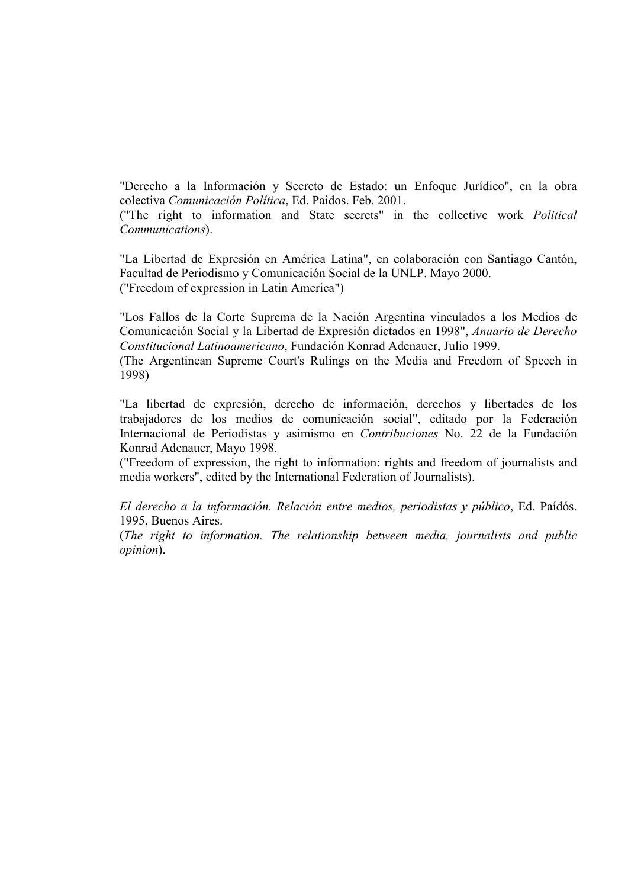"Derecho a la Información y Secreto de Estado: un Enfoque Jurídico", en la obra colectiva *Comunicación Política*, Ed. Paidos. Feb. 2001.
("The right to information and State secrets" in the collective work *Political Communications*).

"La Libertad de Expresión en América Latina", en colaboración con Santiago Cantón, Facultad de Periodismo y Comunicación Social de la UNLP. Mayo 2000.
("Freedom of expression in Latin America")

"Los Fallos de la Corte Suprema de la Nación Argentina vinculados a los Medios de Comunicación Social y la Libertad de Expresión dictados en 1998", *Anuario de Derecho Constitucional Latinoamericano*, Fundación Konrad Adenauer, Julio 1999.
(The Argentinean Supreme Court's Rulings on the Media and Freedom of Speech in 1998)

"La libertad de expresión, derecho de información, derechos y libertades de los trabajadores de los medios de comunicación social", editado por la Federación Internacional de Periodistas y asimismo en *Contribuciones* No. 22 de la Fundación Konrad Adenauer, Mayo 1998.
("Freedom of expression, the right to information: rights and freedom of journalists and media workers", edited by the International Federation of Journalists).

*El derecho a la información. Relación entre medios, periodistas y público*, Ed. Paídós. 1995, Buenos Aires.
(*The right to information. The relationship between media, journalists and public opinion*).